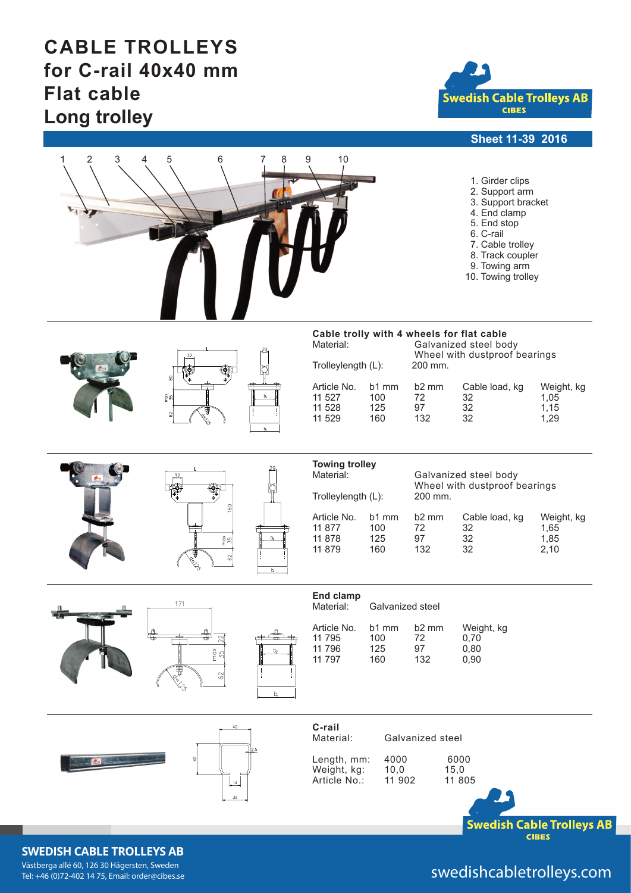# CABLE TROLLEYS
# for C-rail 40x40 mm
# Flat cable
# Long trolley

Swedish Cable Trolleys AB
CIBES

**Sheet 11-39 2016**

1. Girder clips
2. Support arm
3. Support bracket
4. End clamp
5. End stop
6. C-rail
7. Cable trolley
8. Track coupler
9. Towing arm
10. Towing trolley

## Cable trolly with 4 wheels for flat cable

Material: Galvanized steel body
Wheel with dustproof bearings

Trolleylength (L): 200 mm.

| Article No. | b1 mm | b2 mm | Cable load, kg | Weight, kg |
|---|---|---|---|---|
| 11 527 | 100 | 72 | 32 | 1,05 |
| 11 528 | 125 | 97 | 32 | 1,15 |
| 11 529 | 160 | 132 | 32 | 1,29 |

## Towing trolley

Material: Galvanized steel body
Wheel with dustproof bearings

Trolleylength (L): 200 mm.

| Article No. | b1 mm | b2 mm | Cable load, kg | Weight, kg |
|---|---|---|---|---|
| 11 877 | 100 | 72 | 32 | 1,65 |
| 11 878 | 125 | 97 | 32 | 1,85 |
| 11 879 | 160 | 132 | 32 | 2,10 |

## End clamp

Material: Galvanized steel

| Article No. | b1 mm | b2 mm | Weight, kg |
|---|---|---|---|
| 11 795 | 100 | 72 | 0,70 |
| 11 796 | 125 | 97 | 0,80 |
| 11 797 | 160 | 132 | 0,90 |

## C-rail

Material: Galvanized steel

| Length, mm: | 4000 | 6000 |
|---|---|---|
| Weight, kg: | 10,0 | 15,0 |
| Article No.: | 11 902 | 11 805 |

**SWEDISH CABLE TROLLEYS AB**
Västberga allé 60, 126 30 Hägersten, Sweden
Tel: +46 (0)72-402 14 75, Email: order@cibes.se

swedishcabletrolleys.com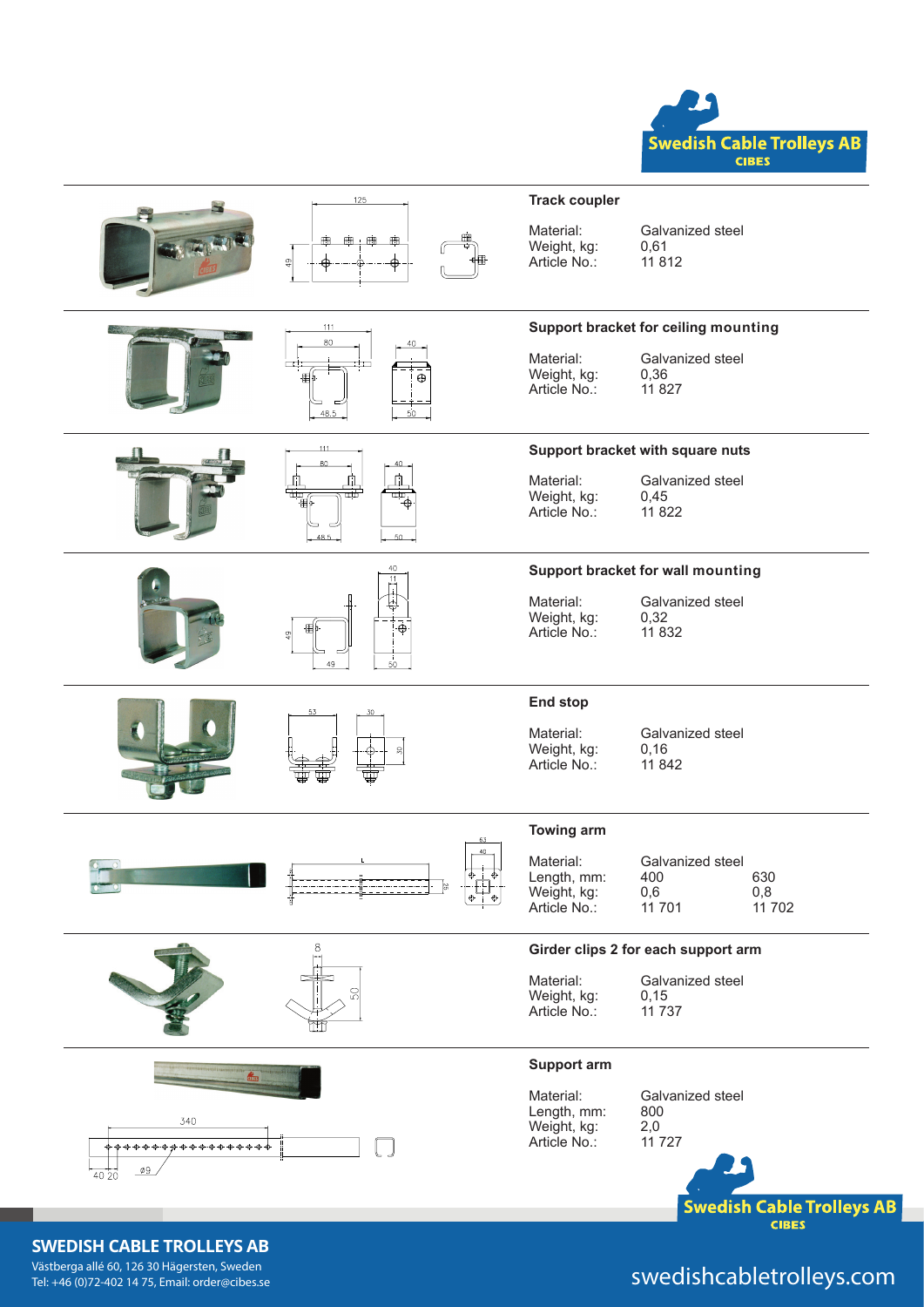Swedish Cable Trolleys AB
CIBES

125
49

### Track coupler

| | |
|---|---|
| Material: | Galvanized steel |
| Weight, kg: | 0,61 |
| Article No.: | 11 812 |

111
80
40
48,5
50

### Support bracket for ceiling mounting

| | |
|---|---|
| Material: | Galvanized steel |
| Weight, kg: | 0,36 |
| Article No.: | 11 827 |

111
80
40
48,5
50

### Support bracket with square nuts

| | |
|---|---|
| Material: | Galvanized steel |
| Weight, kg: | 0,45 |
| Article No.: | 11 822 |

40
11
49
49
50

### Support bracket for wall mounting

| | |
|---|---|
| Material: | Galvanized steel |
| Weight, kg: | 0,32 |
| Article No.: | 11 832 |

53
30
30

### End stop

| | |
|---|---|
| Material: | Galvanized steel |
| Weight, kg: | 0,16 |
| Article No.: | 11 842 |

L
28
63
40

### Towing arm

| | | |
|---|---|---|
| Material: | Galvanized steel | |
| Length, mm: | 400 | 630 |
| Weight, kg: | 0,6 | 0,8 |
| Article No.: | 11 701 | 11 702 |

8
50

### Girder clips 2 for each support arm

| | |
|---|---|
| Material: | Galvanized steel |
| Weight, kg: | 0,15 |
| Article No.: | 11 737 |

340
40 20
ø9

### Support arm

| | |
|---|---|
| Material: | Galvanized steel |
| Length, mm: | 800 |
| Weight, kg: | 2,0 |
| Article No.: | 11 727 |

Swedish Cable Trolleys AB
CIBES

**SWEDISH CABLE TROLLEYS AB**
Västberga allé 60, 126 30 Hägersten, Sweden
Tel: +46 (0)72-402 14 75, Email: order@cibes.se

swedishcabletrolleys.com